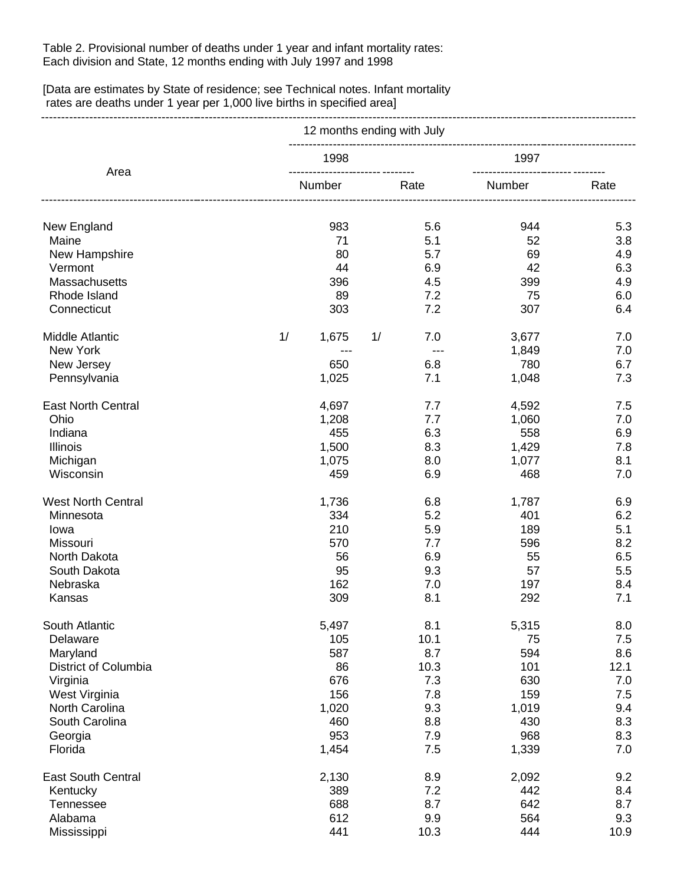Table 2. Provisional number of deaths under 1 year and infant mortality rates: Each division and State, 12 months ending with July 1997 and 1998

[Data are estimates by State of residence; see Technical notes. Infant mortality rates are deaths under 1 year per 1,000 live births in specified area]

| Area | 1998 Number | 1998 Rate | 1997 Number | 1997 Rate |
|---|---|---|---|---|
| New England | 983 | 5.6 | 944 | 5.3 |
| Maine | 71 | 5.1 | 52 | 3.8 |
| New Hampshire | 80 | 5.7 | 69 | 4.9 |
| Vermont | 44 | 6.9 | 42 | 6.3 |
| Massachusetts | 396 | 4.5 | 399 | 4.9 |
| Rhode Island | 89 | 7.2 | 75 | 6.0 |
| Connecticut | 303 | 7.2 | 307 | 6.4 |
| Middle Atlantic | 1/ 1,675 | 1/ 7.0 | 3,677 | 7.0 |
| New York | --- | --- | 1,849 | 7.0 |
| New Jersey | 650 | 6.8 | 780 | 6.7 |
| Pennsylvania | 1,025 | 7.1 | 1,048 | 7.3 |
| East North Central | 4,697 | 7.7 | 4,592 | 7.5 |
| Ohio | 1,208 | 7.7 | 1,060 | 7.0 |
| Indiana | 455 | 6.3 | 558 | 6.9 |
| Illinois | 1,500 | 8.3 | 1,429 | 7.8 |
| Michigan | 1,075 | 8.0 | 1,077 | 8.1 |
| Wisconsin | 459 | 6.9 | 468 | 7.0 |
| West North Central | 1,736 | 6.8 | 1,787 | 6.9 |
| Minnesota | 334 | 5.2 | 401 | 6.2 |
| Iowa | 210 | 5.9 | 189 | 5.1 |
| Missouri | 570 | 7.7 | 596 | 8.2 |
| North Dakota | 56 | 6.9 | 55 | 6.5 |
| South Dakota | 95 | 9.3 | 57 | 5.5 |
| Nebraska | 162 | 7.0 | 197 | 8.4 |
| Kansas | 309 | 8.1 | 292 | 7.1 |
| South Atlantic | 5,497 | 8.1 | 5,315 | 8.0 |
| Delaware | 105 | 10.1 | 75 | 7.5 |
| Maryland | 587 | 8.7 | 594 | 8.6 |
| District of Columbia | 86 | 10.3 | 101 | 12.1 |
| Virginia | 676 | 7.3 | 630 | 7.0 |
| West Virginia | 156 | 7.8 | 159 | 7.5 |
| North Carolina | 1,020 | 9.3 | 1,019 | 9.4 |
| South Carolina | 460 | 8.8 | 430 | 8.3 |
| Georgia | 953 | 7.9 | 968 | 8.3 |
| Florida | 1,454 | 7.5 | 1,339 | 7.0 |
| East South Central | 2,130 | 8.9 | 2,092 | 9.2 |
| Kentucky | 389 | 7.2 | 442 | 8.4 |
| Tennessee | 688 | 8.7 | 642 | 8.7 |
| Alabama | 612 | 9.9 | 564 | 9.3 |
| Mississippi | 441 | 10.3 | 444 | 10.9 |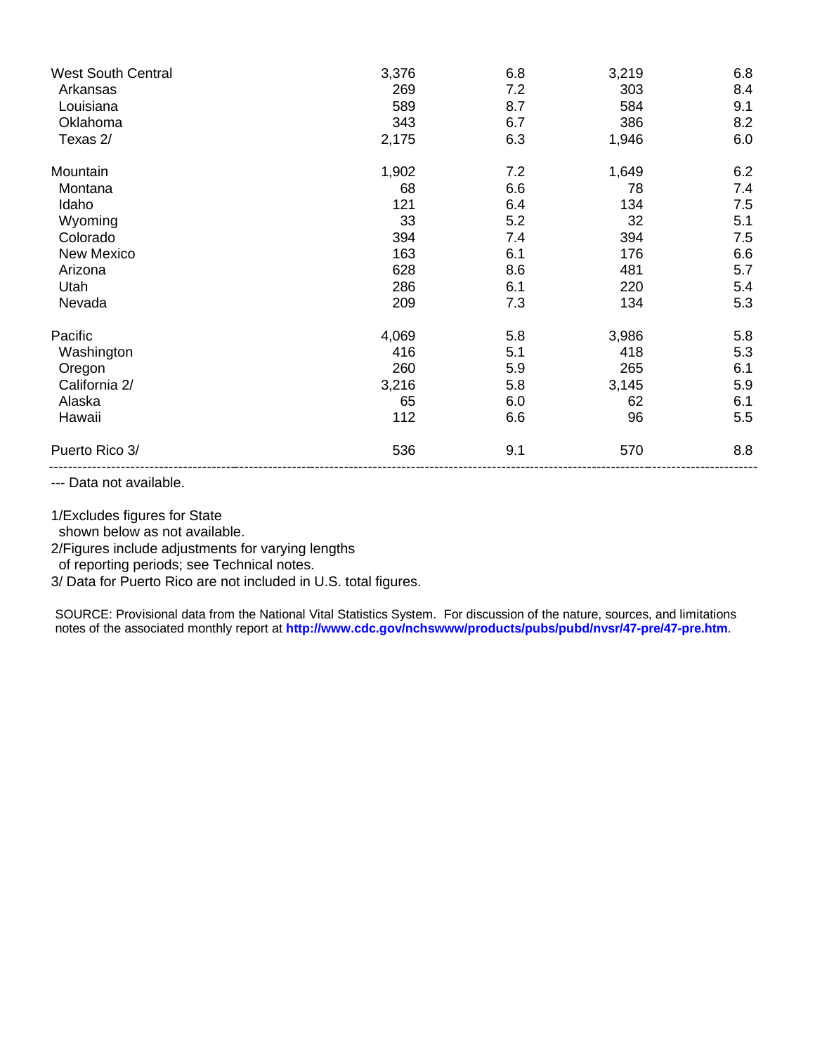| | | | | |
|---|---|---|---|---|
| West South Central | 3,376 | 6.8 | 3,219 | 6.8 |
| Arkansas | 269 | 7.2 | 303 | 8.4 |
| Louisiana | 589 | 8.7 | 584 | 9.1 |
| Oklahoma | 343 | 6.7 | 386 | 8.2 |
| Texas 2/ | 2,175 | 6.3 | 1,946 | 6.0 |
| Mountain | 1,902 | 7.2 | 1,649 | 6.2 |
| Montana | 68 | 6.6 | 78 | 7.4 |
| Idaho | 121 | 6.4 | 134 | 7.5 |
| Wyoming | 33 | 5.2 | 32 | 5.1 |
| Colorado | 394 | 7.4 | 394 | 7.5 |
| New Mexico | 163 | 6.1 | 176 | 6.6 |
| Arizona | 628 | 8.6 | 481 | 5.7 |
| Utah | 286 | 6.1 | 220 | 5.4 |
| Nevada | 209 | 7.3 | 134 | 5.3 |
| Pacific | 4,069 | 5.8 | 3,986 | 5.8 |
| Washington | 416 | 5.1 | 418 | 5.3 |
| Oregon | 260 | 5.9 | 265 | 6.1 |
| California 2/ | 3,216 | 5.8 | 3,145 | 5.9 |
| Alaska | 65 | 6.0 | 62 | 6.1 |
| Hawaii | 112 | 6.6 | 96 | 5.5 |
| Puerto Rico 3/ | 536 | 9.1 | 570 | 8.8 |

--- Data not available.

1/Excludes figures for State shown below as not available.

2/Figures include adjustments for varying lengths of reporting periods; see Technical notes.

3/ Data for Puerto Rico are not included in U.S. total figures.

SOURCE: Provisional data from the National Vital Statistics System. For discussion of the nature, sources, and limitations notes of the associated monthly report at **http://www.cdc.gov/nchswww/products/pubs/pubd/nvsr/47-pre/47-pre.htm**.